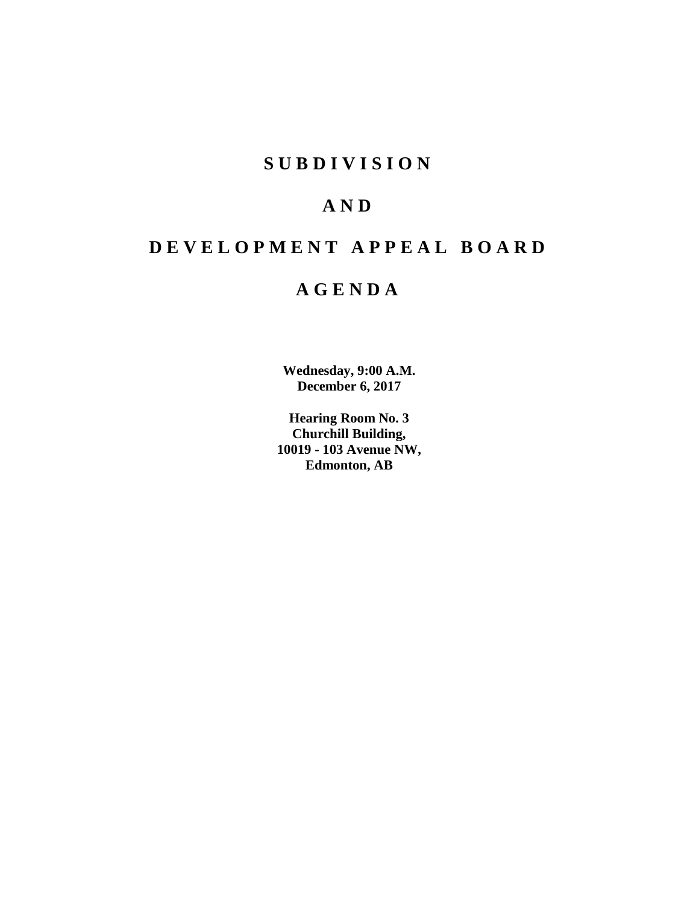# S U B D I V I S I O N

# A N D

# D E V E L O P M E N T   A P P E A L   B O A R D

# A G E N D A

**Wednesday, 9:00 A.M.**
**December 6, 2017**

**Hearing Room No. 3**
**Churchill Building,**
**10019 - 103 Avenue NW,**
**Edmonton, AB**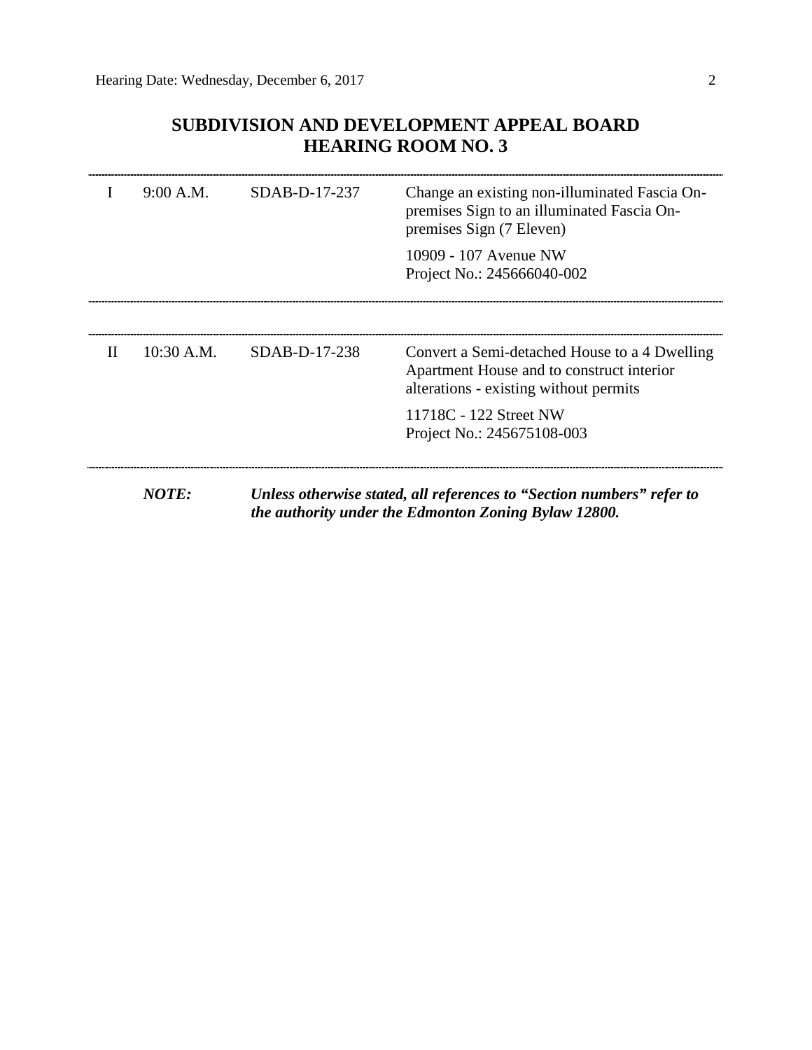# SUBDIVISION AND DEVELOPMENT APPEAL BOARD
# HEARING ROOM NO. 3

| | | | |
|---|---|---|---|
| I | 9:00 A.M. | SDAB-D-17-237 | Change an existing non-illuminated Fascia On-premises Sign to an illuminated Fascia On-premises Sign (7 Eleven)<br><br>10909 - 107 Avenue NW<br>Project No.: 245666040-002 |
| II | 10:30 A.M. | SDAB-D-17-238 | Convert a Semi-detached House to a 4 Dwelling Apartment House and to construct interior alterations - existing without permits<br><br>11718C - 122 Street NW<br>Project No.: 245675108-003 |

***NOTE:*** ***Unless otherwise stated, all references to "Section numbers" refer to the authority under the Edmonton Zoning Bylaw 12800.***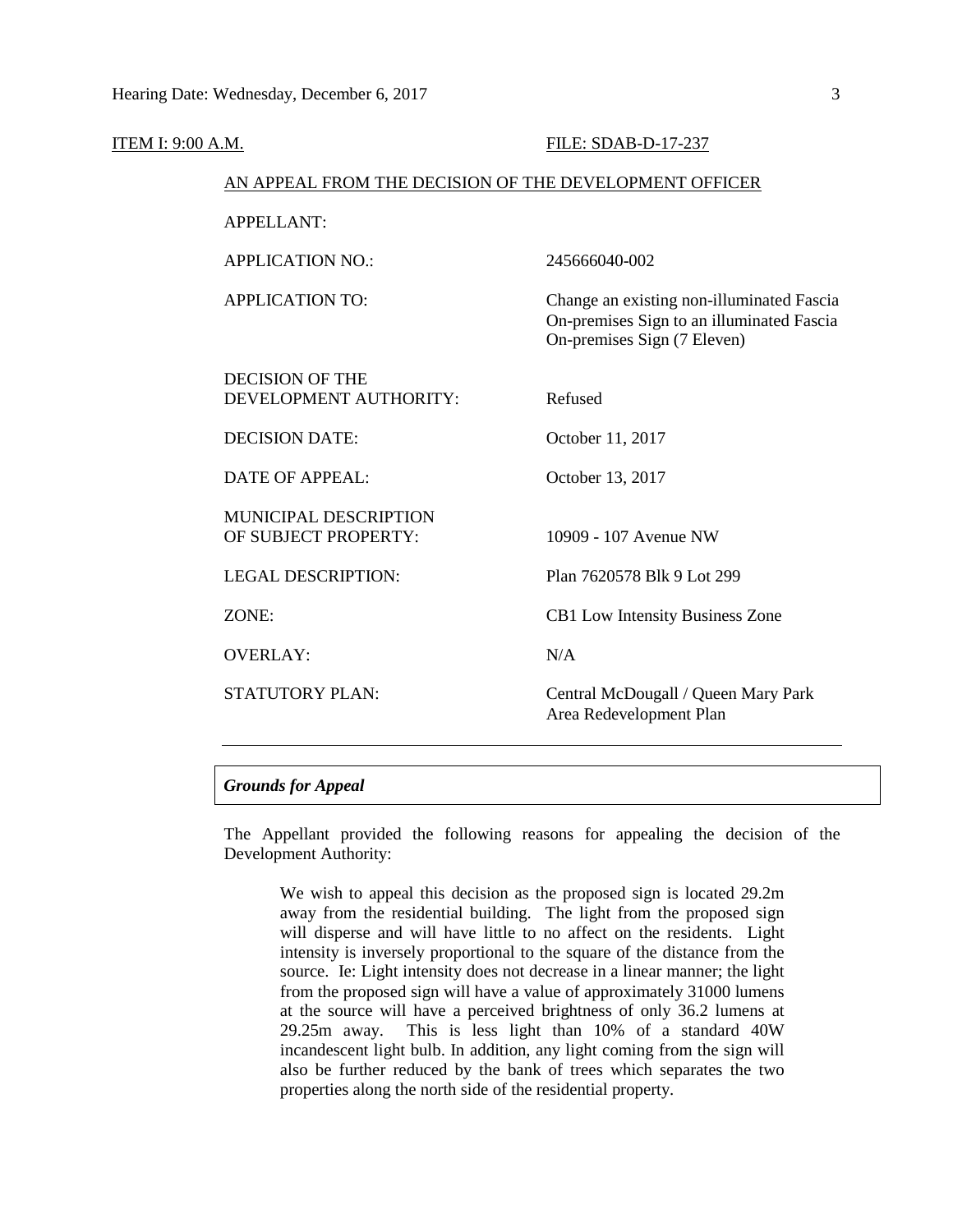ITEM I: 9:00 A.M. FILE: SDAB-D-17-237

AN APPEAL FROM THE DECISION OF THE DEVELOPMENT OFFICER

| | |
|---|---|
| APPELLANT: | |
| APPLICATION NO.: | 245666040-002 |
| APPLICATION TO: | Change an existing non-illuminated Fascia On-premises Sign to an illuminated Fascia On-premises Sign (7 Eleven) |
| DECISION OF THE DEVELOPMENT AUTHORITY: | Refused |
| DECISION DATE: | October 11, 2017 |
| DATE OF APPEAL: | October 13, 2017 |
| MUNICIPAL DESCRIPTION OF SUBJECT PROPERTY: | 10909 - 107 Avenue NW |
| LEGAL DESCRIPTION: | Plan 7620578 Blk 9 Lot 299 |
| ZONE: | CB1 Low Intensity Business Zone |
| OVERLAY: | N/A |
| STATUTORY PLAN: | Central McDougall / Queen Mary Park Area Redevelopment Plan |

---

***Grounds for Appeal***

The Appellant provided the following reasons for appealing the decision of the Development Authority:

> We wish to appeal this decision as the proposed sign is located 29.2m away from the residential building. The light from the proposed sign will disperse and will have little to no affect on the residents. Light intensity is inversely proportional to the square of the distance from the source. Ie: Light intensity does not decrease in a linear manner; the light from the proposed sign will have a value of approximately 31000 lumens at the source will have a perceived brightness of only 36.2 lumens at 29.25m away. This is less light than 10% of a standard 40W incandescent light bulb. In addition, any light coming from the sign will also be further reduced by the bank of trees which separates the two properties along the north side of the residential property.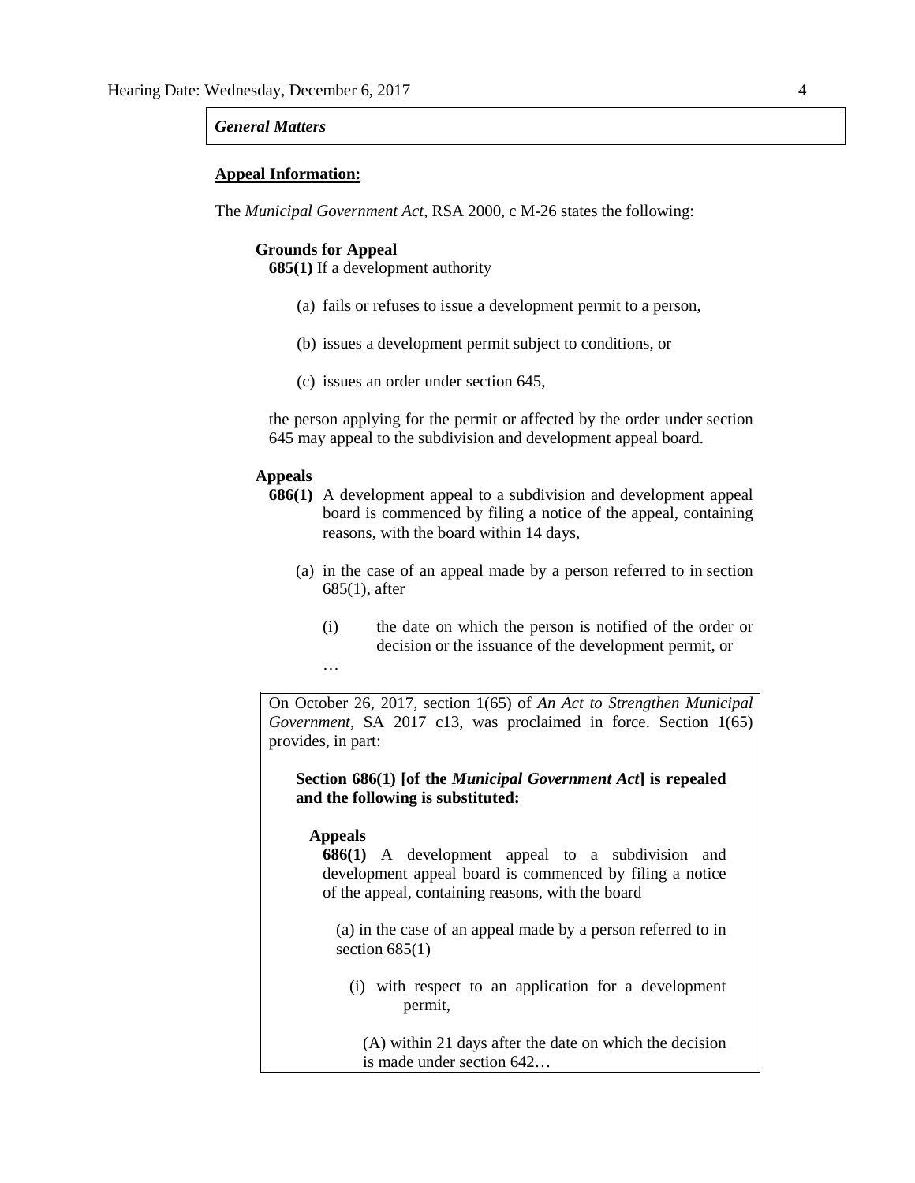***General Matters***

**Appeal Information:**

The *Municipal Government Act*, RSA 2000, c M-26 states the following:

**Grounds for Appeal**

**685(1)** If a development authority

(a) fails or refuses to issue a development permit to a person,

(b) issues a development permit subject to conditions, or

(c) issues an order under section 645,

the person applying for the permit or affected by the order under section 645 may appeal to the subdivision and development appeal board.

**Appeals**

**686(1)** A development appeal to a subdivision and development appeal board is commenced by filing a notice of the appeal, containing reasons, with the board within 14 days,

(a) in the case of an appeal made by a person referred to in section 685(1), after

(i) the date on which the person is notified of the order or decision or the issuance of the development permit, or

…

On October 26, 2017, section 1(65) of *An Act to Strengthen Municipal Government*, SA 2017 c13, was proclaimed in force. Section 1(65) provides, in part:

**Section 686(1) [of the *Municipal Government Act*] is repealed and the following is substituted:**

**Appeals**

**686(1)** A development appeal to a subdivision and development appeal board is commenced by filing a notice of the appeal, containing reasons, with the board

(a) in the case of an appeal made by a person referred to in section 685(1)

(i) with respect to an application for a development permit,

(A) within 21 days after the date on which the decision is made under section 642…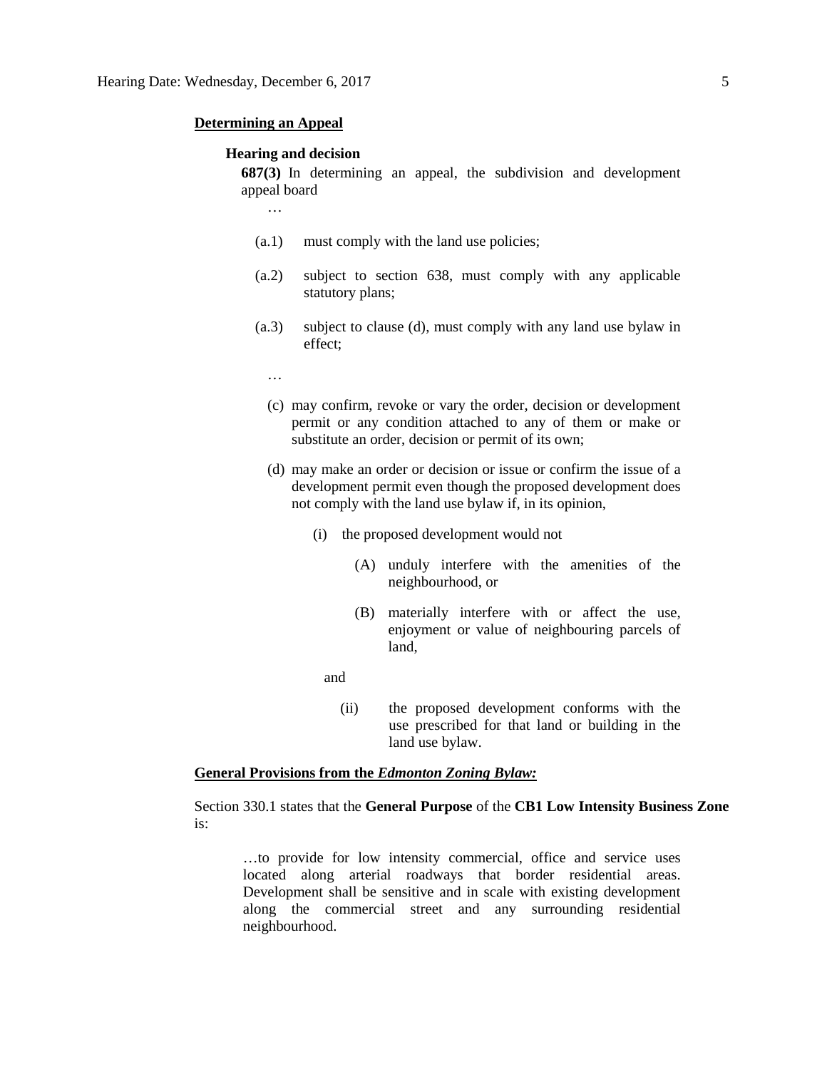**Determining an Appeal**

**Hearing and decision**

**687(3)** In determining an appeal, the subdivision and development appeal board

…

(a.1) must comply with the land use policies;

(a.2) subject to section 638, must comply with any applicable statutory plans;

(a.3) subject to clause (d), must comply with any land use bylaw in effect;

…

(c) may confirm, revoke or vary the order, decision or development permit or any condition attached to any of them or make or substitute an order, decision or permit of its own;

(d) may make an order or decision or issue or confirm the issue of a development permit even though the proposed development does not comply with the land use bylaw if, in its opinion,

(i) the proposed development would not

(A) unduly interfere with the amenities of the neighbourhood, or

(B) materially interfere with or affect the use, enjoyment or value of neighbouring parcels of land,

and

(ii) the proposed development conforms with the use prescribed for that land or building in the land use bylaw.

**General Provisions from the *Edmonton Zoning Bylaw:***

Section 330.1 states that the **General Purpose** of the **CB1 Low Intensity Business Zone** is:

> …to provide for low intensity commercial, office and service uses located along arterial roadways that border residential areas. Development shall be sensitive and in scale with existing development along the commercial street and any surrounding residential neighbourhood.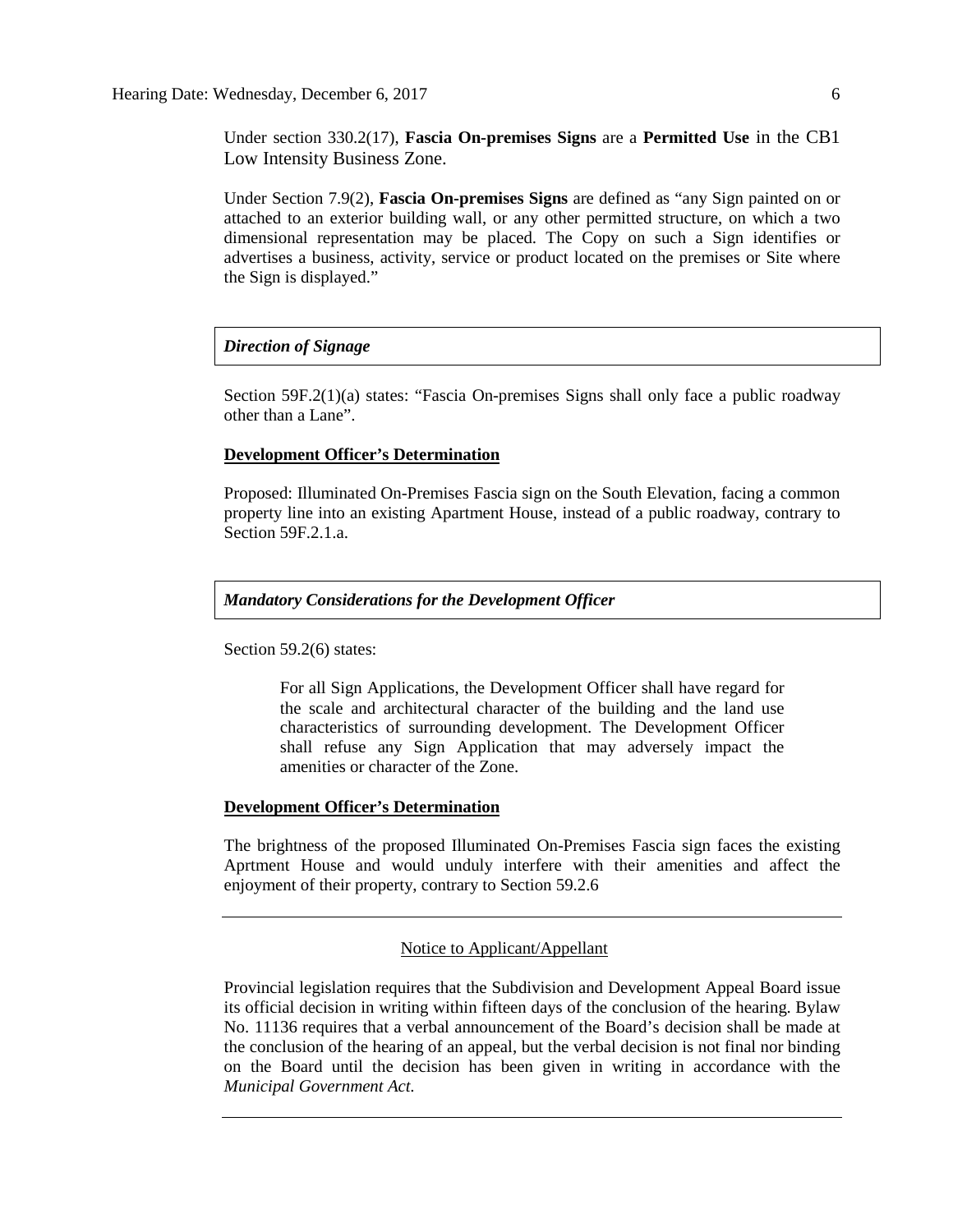Under section 330.2(17), **Fascia On-premises Signs** are a **Permitted Use** in the CB1 Low Intensity Business Zone.

Under Section 7.9(2), **Fascia On-premises Signs** are defined as "any Sign painted on or attached to an exterior building wall, or any other permitted structure, on which a two dimensional representation may be placed. The Copy on such a Sign identifies or advertises a business, activity, service or product located on the premises or Site where the Sign is displayed."

***Direction of Signage***

Section 59F.2(1)(a) states: "Fascia On-premises Signs shall only face a public roadway other than a Lane".

**Development Officer's Determination**

Proposed: Illuminated On-Premises Fascia sign on the South Elevation, facing a common property line into an existing Apartment House, instead of a public roadway, contrary to Section 59F.2.1.a.

***Mandatory Considerations for the Development Officer***

Section 59.2(6) states:

> For all Sign Applications, the Development Officer shall have regard for the scale and architectural character of the building and the land use characteristics of surrounding development. The Development Officer shall refuse any Sign Application that may adversely impact the amenities or character of the Zone.

**Development Officer's Determination**

The brightness of the proposed Illuminated On-Premises Fascia sign faces the existing Aprtment House and would unduly interfere with their amenities and affect the enjoyment of their property, contrary to Section 59.2.6

---

Notice to Applicant/Appellant

Provincial legislation requires that the Subdivision and Development Appeal Board issue its official decision in writing within fifteen days of the conclusion of the hearing. Bylaw No. 11136 requires that a verbal announcement of the Board's decision shall be made at the conclusion of the hearing of an appeal, but the verbal decision is not final nor binding on the Board until the decision has been given in writing in accordance with the *Municipal Government Act*.

---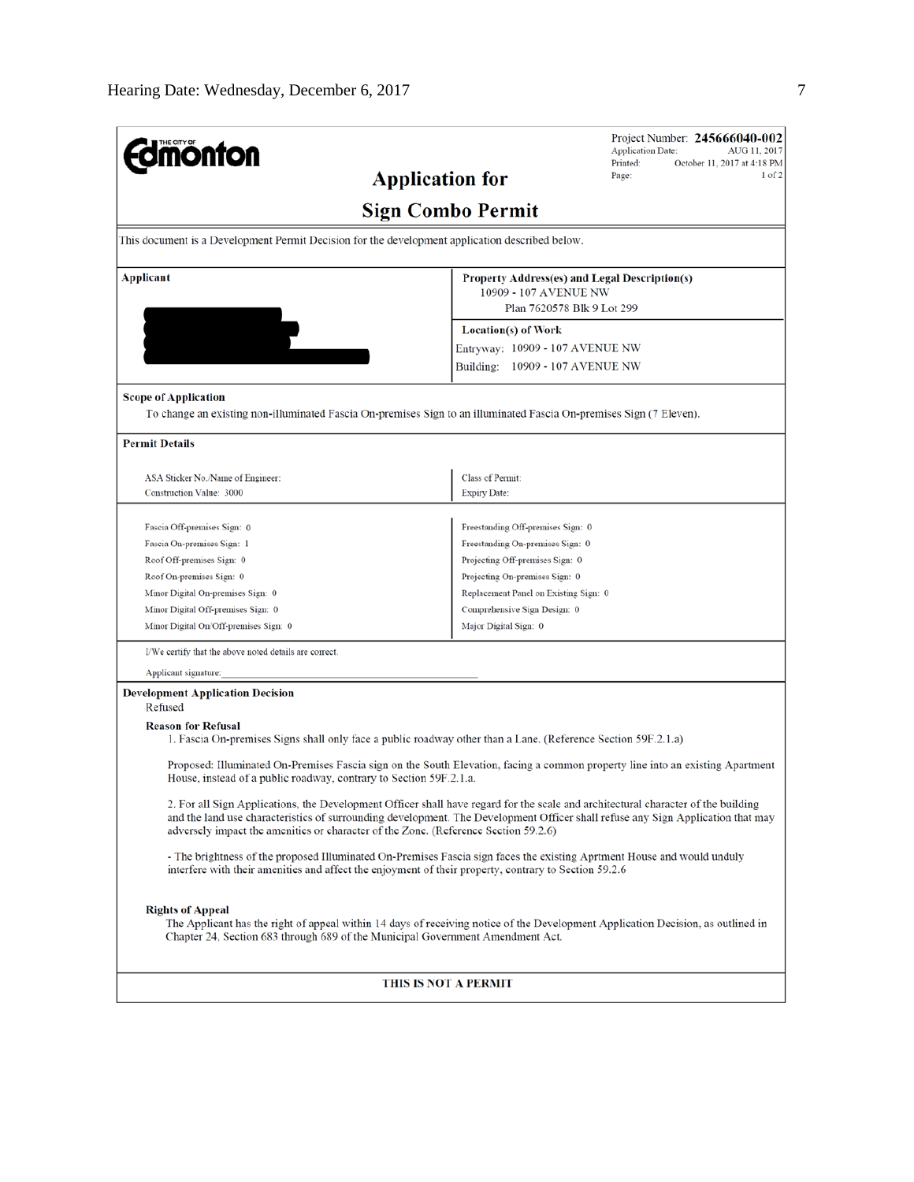# Edmonton

Project Number: **245666040-002**
Application Date: AUG 11, 2017
Printed: October 11, 2017 at 4:18 PM
Page: 1 of 2

## Application for

## Sign Combo Permit

This document is a Development Permit Decision for the development application described below.

| **Applicant** | **Property Address(es) and Legal Description(s)** |
|---|---|
| | 10909 - 107 AVENUE NW<br>Plan 7620578 Blk 9 Lot 299 |
| | **Location(s) of Work**<br>Entryway: 10909 - 107 AVENUE NW<br>Building: 10909 - 107 AVENUE NW |

**Scope of Application**

To change an existing non-illuminated Fascia On-premises Sign to an illuminated Fascia On-premises Sign (7 Eleven).

**Permit Details**

| | |
|---|---|
| ASA Sticker No./Name of Engineer:<br>Construction Value: 3000 | Class of Permit:<br>Expiry Date: |
| Fascia Off-premises Sign: 0 | Freestanding Off-premises Sign: 0 |
| Fascia On-premises Sign: 1 | Freestanding On-premises Sign: 0 |
| Roof Off-premises Sign: 0 | Projecting Off-premises Sign: 0 |
| Roof On-premises Sign: 0 | Projecting On-premises Sign: 0 |
| Minor Digital On-premises Sign: 0 | Replacement Panel on Existing Sign: 0 |
| Minor Digital Off-premises Sign: 0 | Comprehensive Sign Design: 0 |
| Minor Digital On/Off-premises Sign: 0 | Major Digital Sign: 0 |

I/We certify that the above noted details are correct.

Applicant signature:

**Development Application Decision**

Refused

**Reason for Refusal**

1. Fascia On-premises Signs shall only face a public roadway other than a Lane. (Reference Section 59F.2.1.a)

Proposed: Illuminated On-Premises Fascia sign on the South Elevation, facing a common property line into an existing Apartment House, instead of a public roadway, contrary to Section 59F.2.1.a.

2. For all Sign Applications, the Development Officer shall have regard for the scale and architectural character of the building and the land use characteristics of surrounding development. The Development Officer shall refuse any Sign Application that may adversely impact the amenities or character of the Zone. (Reference Section 59.2.6)

- The brightness of the proposed Illuminated On-Premises Fascia sign faces the existing Aprtment House and would unduly interfere with their amenities and affect the enjoyment of their property, contrary to Section 59.2.6

**Rights of Appeal**

The Applicant has the right of appeal within 14 days of receiving notice of the Development Application Decision, as outlined in Chapter 24, Section 683 through 689 of the Municipal Government Amendment Act.

**THIS IS NOT A PERMIT**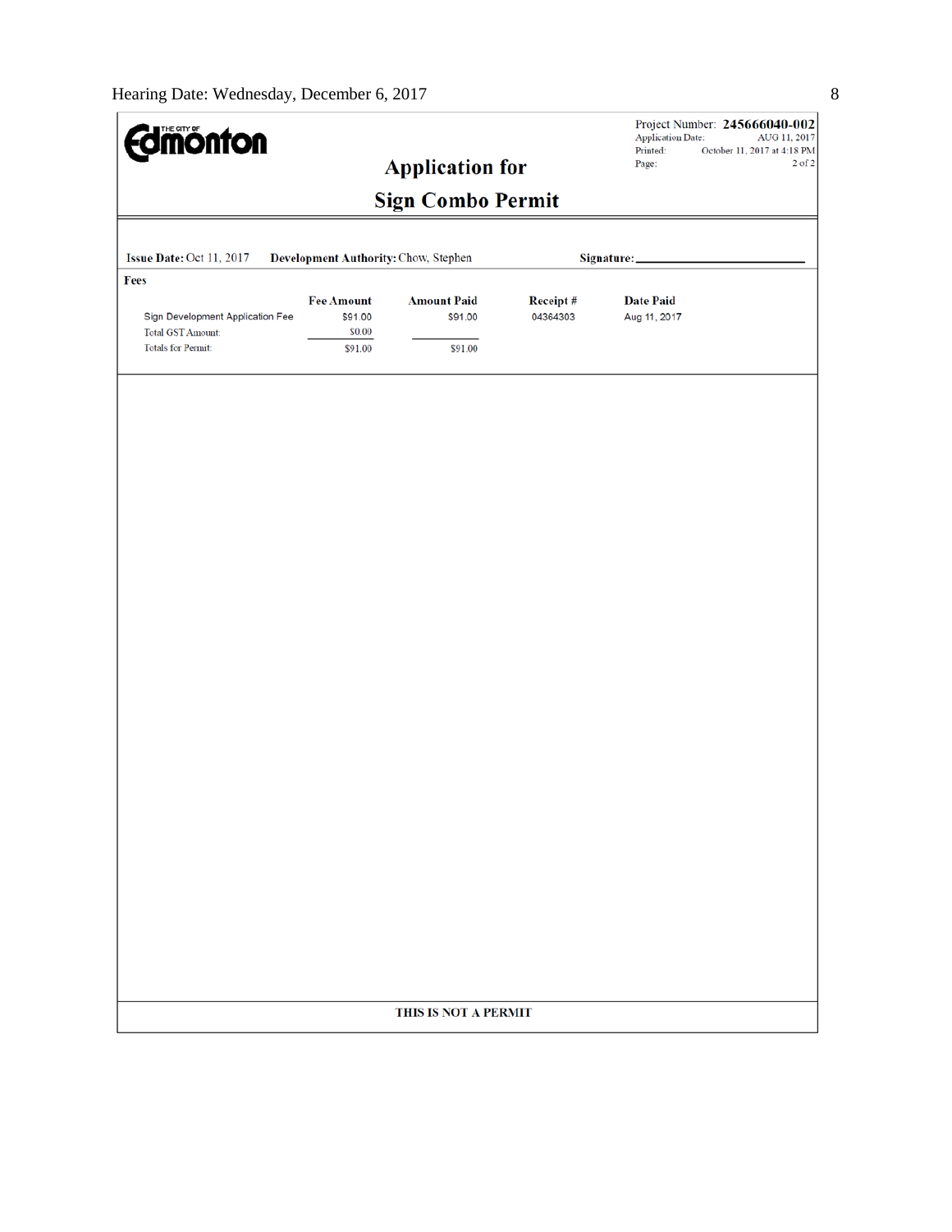**THE CITY OF Edmonton**

Project Number: **245666040-002**
Application Date: AUG 11, 2017
Printed: October 11, 2017 at 4:18 PM
Page: 2 of 2

# Application for

# Sign Combo Permit

**Issue Date:** Oct 11, 2017 **Development Authority:** Chow, Stephen **Signature:** \_\_\_\_\_\_\_\_\_\_\_\_\_\_\_\_\_\_\_\_

**Fees**

| | Fee Amount | Amount Paid | Receipt # | Date Paid |
|---|---|---|---|---|
| Sign Development Application Fee | $91.00 | $91.00 | 04364303 | Aug 11, 2017 |
| Total GST Amount: | $0.00 | | | |
| Totals for Permit: | $91.00 | $91.00 | | |

**THIS IS NOT A PERMIT**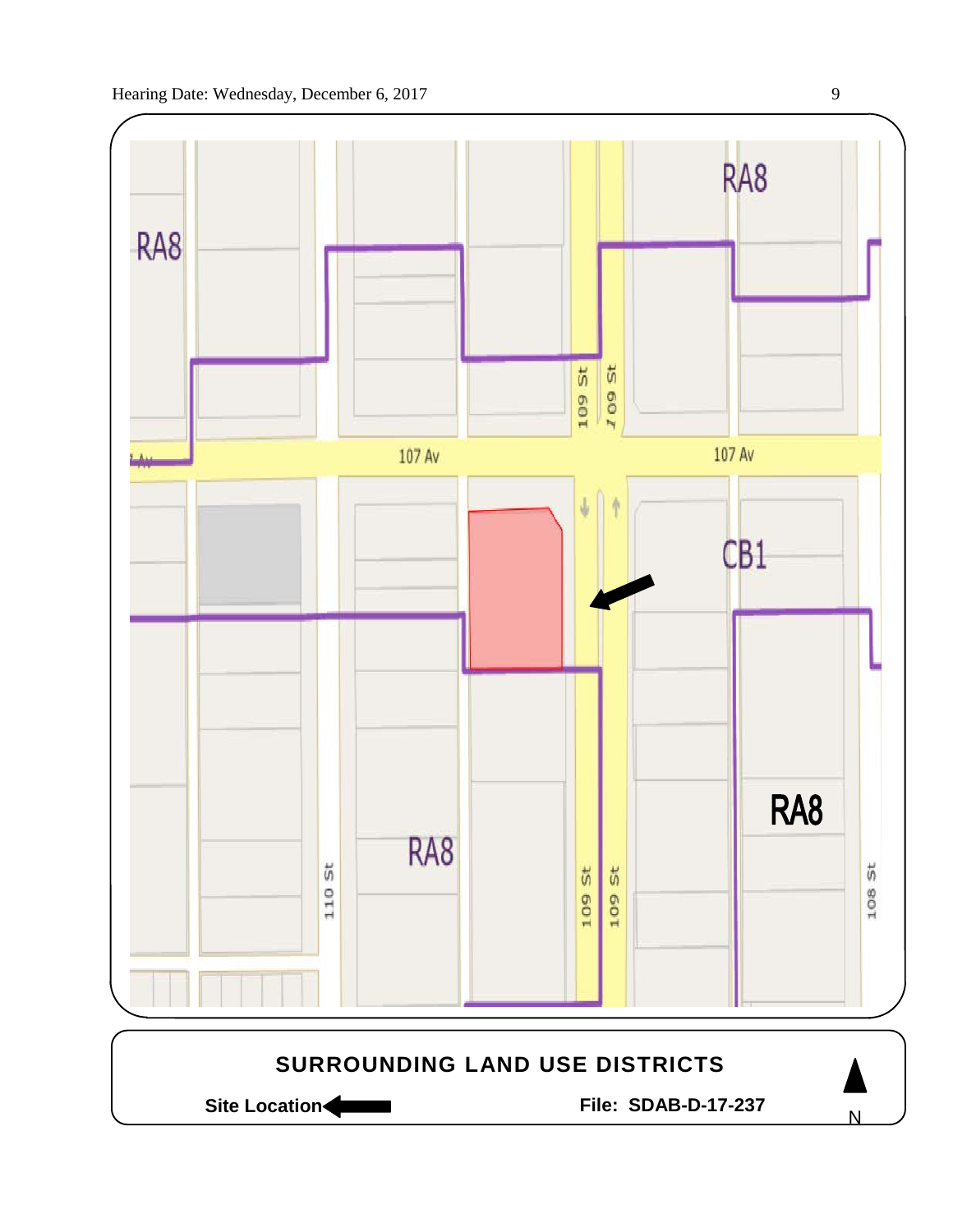RA8

RA8

RA8

107 Av

107 Av

109 St

109 St

CB1

RA8

RA8

110 St

109 St

109 St

108 St

**SURROUNDING LAND USE DISTRICTS**

**Site Location** ←

**File: SDAB-D-17-237**

N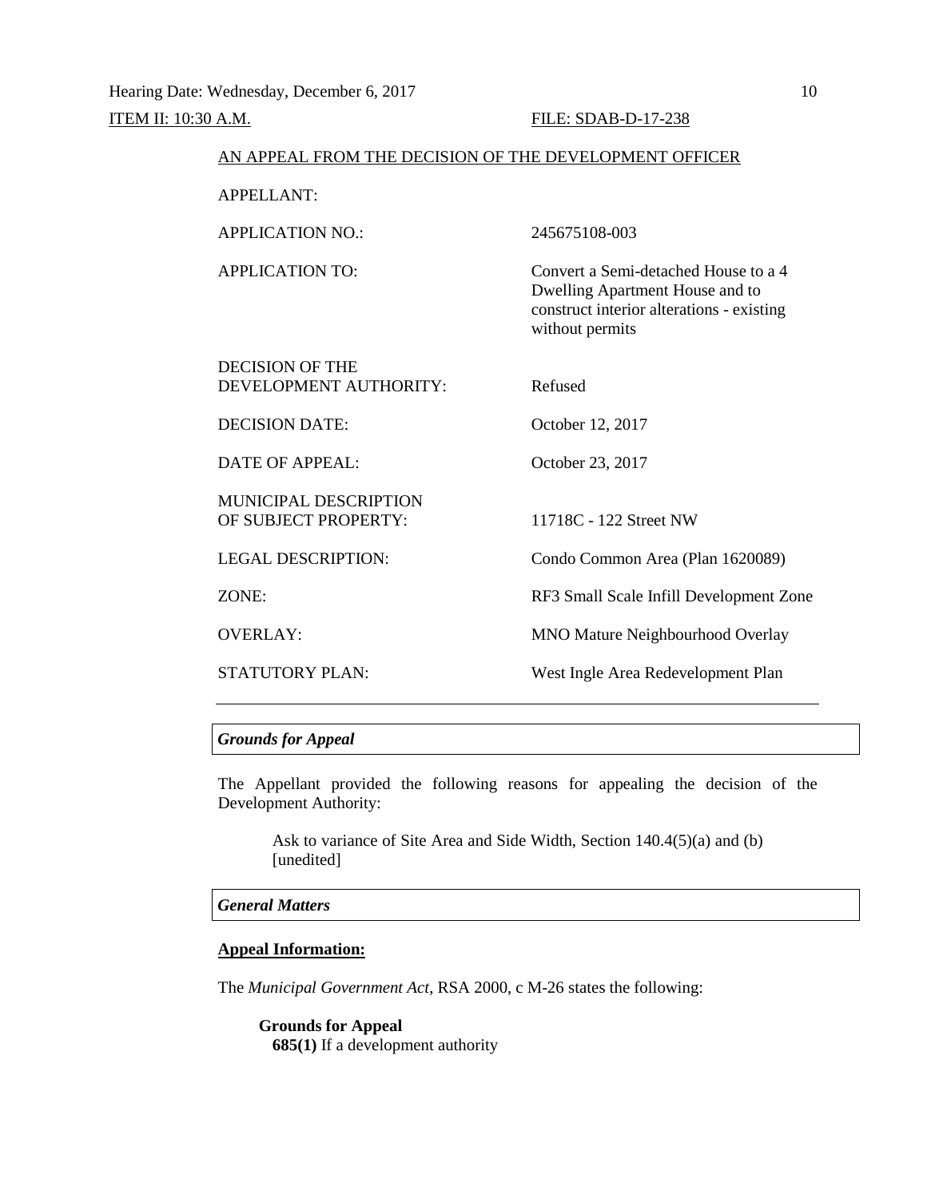Hearing Date: Wednesday, December 6, 2017

ITEM II: 10:30 A.M. FILE: SDAB-D-17-238

AN APPEAL FROM THE DECISION OF THE DEVELOPMENT OFFICER

| | |
|---|---|
| APPELLANT: | |
| APPLICATION NO.: | 245675108-003 |
| APPLICATION TO: | Convert a Semi-detached House to a 4 Dwelling Apartment House and to construct interior alterations - existing without permits |
| DECISION OF THE DEVELOPMENT AUTHORITY: | Refused |
| DECISION DATE: | October 12, 2017 |
| DATE OF APPEAL: | October 23, 2017 |
| MUNICIPAL DESCRIPTION OF SUBJECT PROPERTY: | 11718C - 122 Street NW |
| LEGAL DESCRIPTION: | Condo Common Area (Plan 1620089) |
| ZONE: | RF3 Small Scale Infill Development Zone |
| OVERLAY: | MNO Mature Neighbourhood Overlay |
| STATUTORY PLAN: | West Ingle Area Redevelopment Plan |

---

### *Grounds for Appeal*

The Appellant provided the following reasons for appealing the decision of the Development Authority:

> Ask to variance of Site Area and Side Width, Section 140.4(5)(a) and (b) [unedited]

### *General Matters*

**Appeal Information:**

The *Municipal Government Act*, RSA 2000, c M-26 states the following:

> **Grounds for Appeal**
>
> **685(1)** If a development authority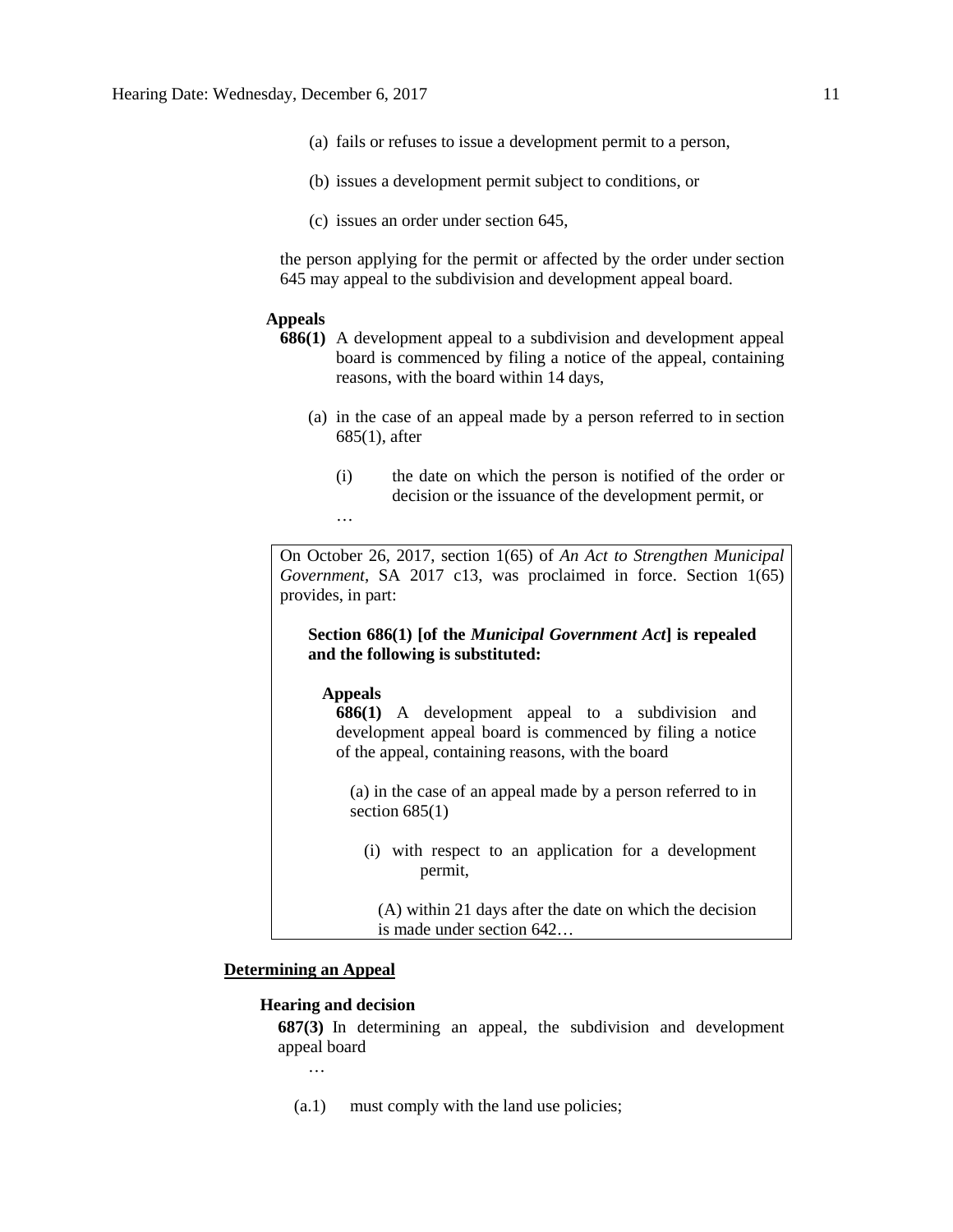(a) fails or refuses to issue a development permit to a person,

(b) issues a development permit subject to conditions, or

(c) issues an order under section 645,

the person applying for the permit or affected by the order under section 645 may appeal to the subdivision and development appeal board.

**Appeals**

**686(1)** A development appeal to a subdivision and development appeal board is commenced by filing a notice of the appeal, containing reasons, with the board within 14 days,

(a) in the case of an appeal made by a person referred to in section 685(1), after

(i) the date on which the person is notified of the order or decision or the issuance of the development permit, or

…

> On October 26, 2017, section 1(65) of *An Act to Strengthen Municipal Government*, SA 2017 c13, was proclaimed in force. Section 1(65) provides, in part:
>
> **Section 686(1) [of the *Municipal Government Act*] is repealed and the following is substituted:**
>
> **Appeals**
>
> **686(1)** A development appeal to a subdivision and development appeal board is commenced by filing a notice of the appeal, containing reasons, with the board
>
> (a) in the case of an appeal made by a person referred to in section 685(1)
>
> (i) with respect to an application for a development permit,
>
> (A) within 21 days after the date on which the decision is made under section 642…

**Determining an Appeal**

**Hearing and decision**

**687(3)** In determining an appeal, the subdivision and development appeal board

…

(a.1) must comply with the land use policies;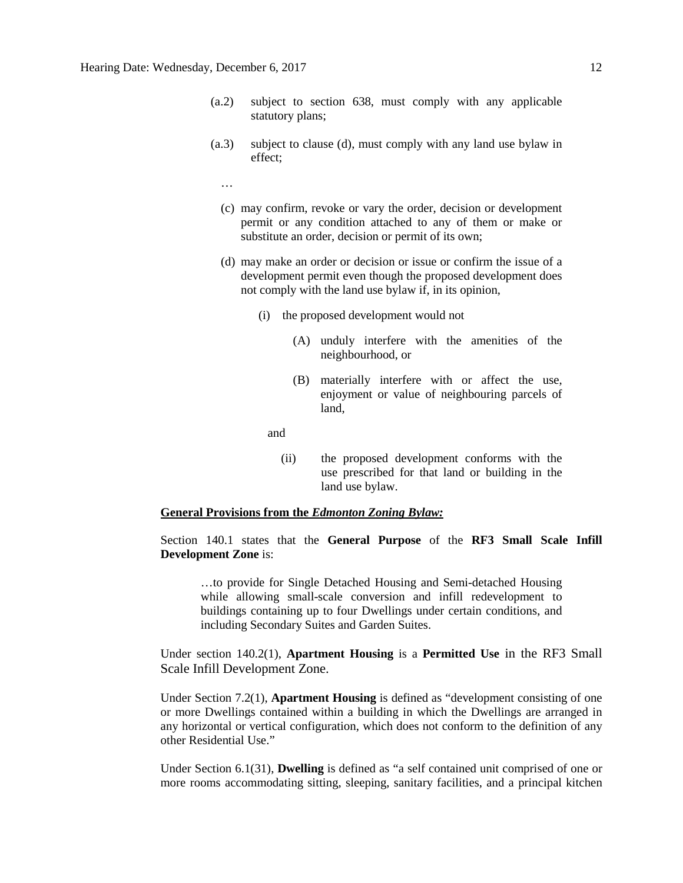(a.2) subject to section 638, must comply with any applicable statutory plans;

(a.3) subject to clause (d), must comply with any land use bylaw in effect;

…

(c) may confirm, revoke or vary the order, decision or development permit or any condition attached to any of them or make or substitute an order, decision or permit of its own;

(d) may make an order or decision or issue or confirm the issue of a development permit even though the proposed development does not comply with the land use bylaw if, in its opinion,

(i) the proposed development would not

(A) unduly interfere with the amenities of the neighbourhood, or

(B) materially interfere with or affect the use, enjoyment or value of neighbouring parcels of land,

and

(ii) the proposed development conforms with the use prescribed for that land or building in the land use bylaw.

**General Provisions from the *Edmonton Zoning Bylaw:***

Section 140.1 states that the **General Purpose** of the **RF3 Small Scale Infill Development Zone** is:

> …to provide for Single Detached Housing and Semi-detached Housing while allowing small-scale conversion and infill redevelopment to buildings containing up to four Dwellings under certain conditions, and including Secondary Suites and Garden Suites.

Under section 140.2(1), **Apartment Housing** is a **Permitted Use** in the RF3 Small Scale Infill Development Zone.

Under Section 7.2(1), **Apartment Housing** is defined as "development consisting of one or more Dwellings contained within a building in which the Dwellings are arranged in any horizontal or vertical configuration, which does not conform to the definition of any other Residential Use."

Under Section 6.1(31), **Dwelling** is defined as "a self contained unit comprised of one or more rooms accommodating sitting, sleeping, sanitary facilities, and a principal kitchen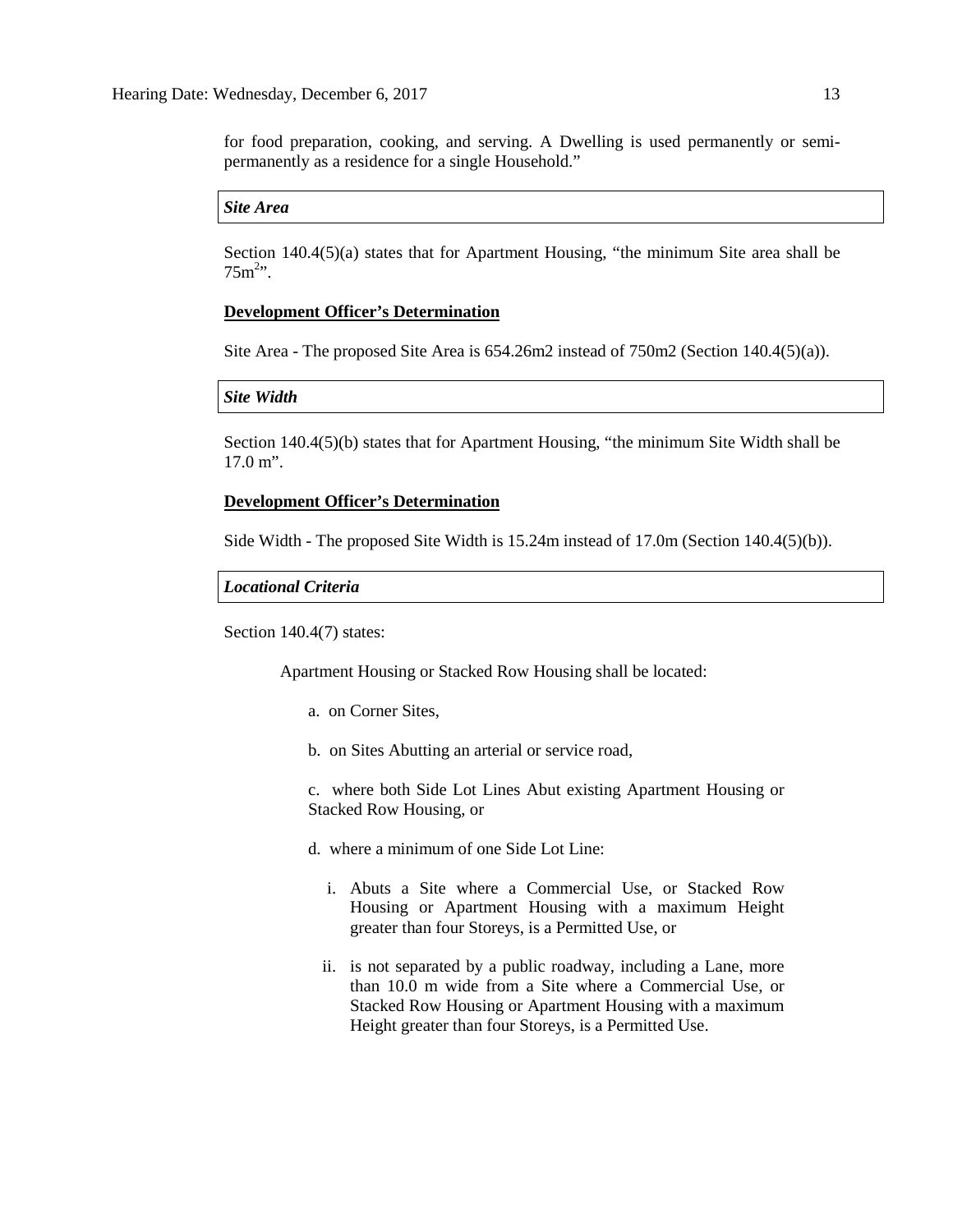for food preparation, cooking, and serving. A Dwelling is used permanently or semi-permanently as a residence for a single Household."

***Site Area***

Section 140.4(5)(a) states that for Apartment Housing, "the minimum Site area shall be $75m^2$".

**<u>Development Officer's Determination</u>**

Site Area - The proposed Site Area is 654.26m2 instead of 750m2 (Section 140.4(5)(a)).

***Site Width***

Section 140.4(5)(b) states that for Apartment Housing, "the minimum Site Width shall be 17.0 m".

**<u>Development Officer's Determination</u>**

Side Width - The proposed Site Width is 15.24m instead of 17.0m (Section 140.4(5)(b)).

***Locational Criteria***

Section 140.4(7) states:

> Apartment Housing or Stacked Row Housing shall be located:
>
> a. on Corner Sites,
>
> b. on Sites Abutting an arterial or service road,
>
> c. where both Side Lot Lines Abut existing Apartment Housing or Stacked Row Housing, or
>
> d. where a minimum of one Side Lot Line:
>
> i. Abuts a Site where a Commercial Use, or Stacked Row Housing or Apartment Housing with a maximum Height greater than four Storeys, is a Permitted Use, or
>
> ii. is not separated by a public roadway, including a Lane, more than 10.0 m wide from a Site where a Commercial Use, or Stacked Row Housing or Apartment Housing with a maximum Height greater than four Storeys, is a Permitted Use.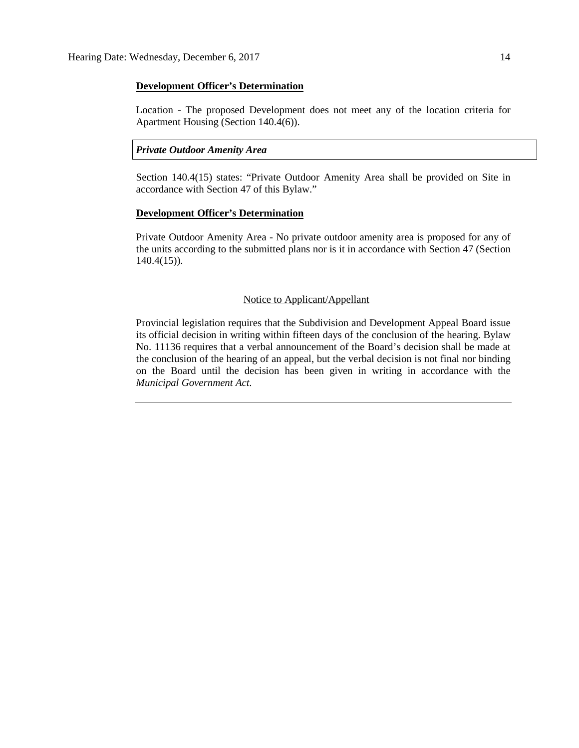**Development Officer's Determination**

Location - The proposed Development does not meet any of the location criteria for Apartment Housing (Section 140.4(6)).

***Private Outdoor Amenity Area***

Section 140.4(15) states: "Private Outdoor Amenity Area shall be provided on Site in accordance with Section 47 of this Bylaw."

**Development Officer's Determination**

Private Outdoor Amenity Area - No private outdoor amenity area is proposed for any of the units according to the submitted plans nor is it in accordance with Section 47 (Section 140.4(15)).

---

Notice to Applicant/Appellant

Provincial legislation requires that the Subdivision and Development Appeal Board issue its official decision in writing within fifteen days of the conclusion of the hearing. Bylaw No. 11136 requires that a verbal announcement of the Board's decision shall be made at the conclusion of the hearing of an appeal, but the verbal decision is not final nor binding on the Board until the decision has been given in writing in accordance with the *Municipal Government Act*.

---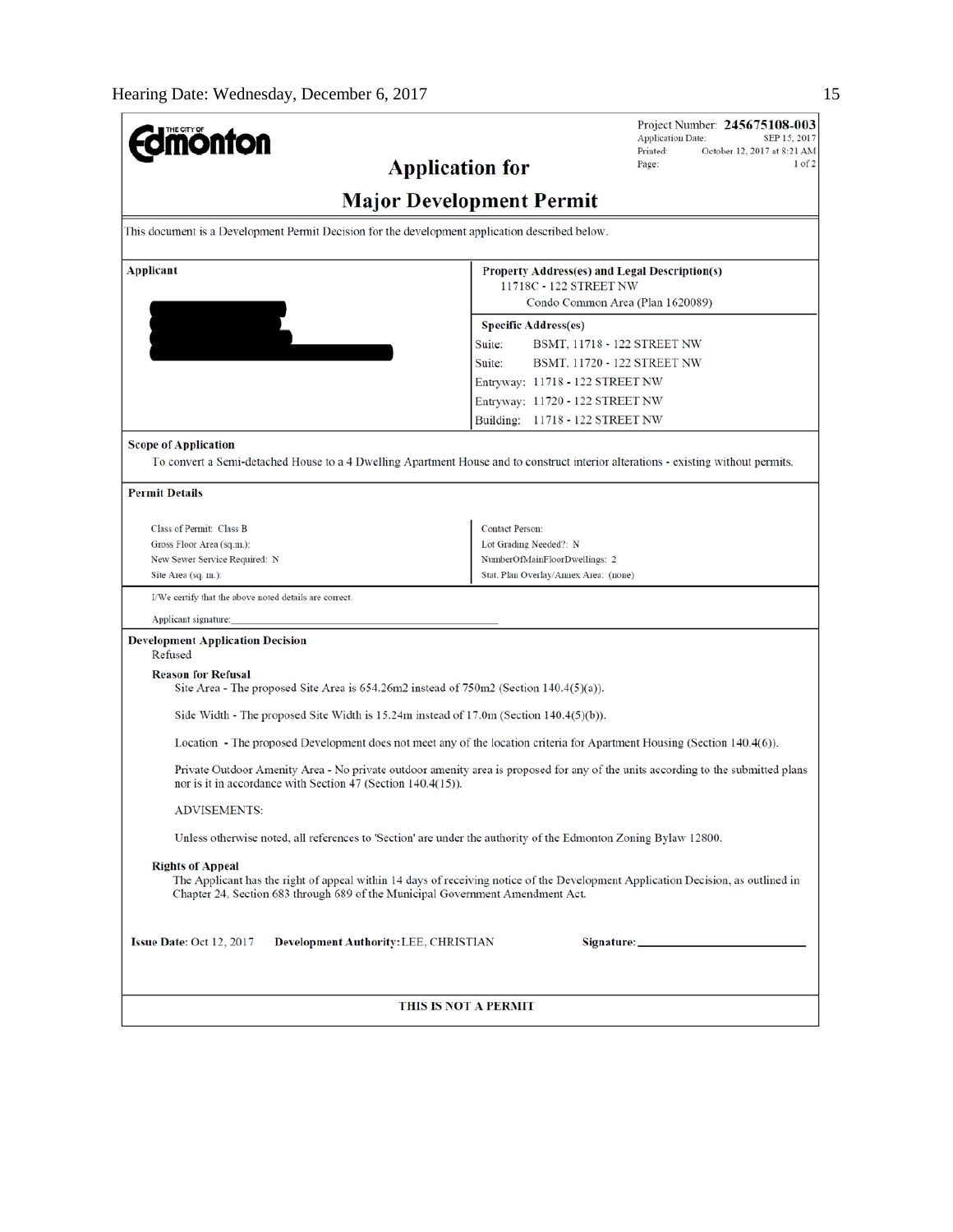Hearing Date: Wednesday, December 6, 2017

**Edmonton**

Project Number: **245675108-003**
Application Date: SEP 15, 2017
Printed: October 12, 2017 at 8:21 AM
Page: 1 of 2

## Application for

## Major Development Permit

This document is a Development Permit Decision for the development application described below.

**Applicant**

**Property Address(es) and Legal Description(s)**
11718C - 122 STREET NW
Condo Common Area (Plan 1620089)

**Specific Address(es)**

Suite: BSMT, 11718 - 122 STREET NW
Suite: BSMT, 11720 - 122 STREET NW
Entryway: 11718 - 122 STREET NW
Entryway: 11720 - 122 STREET NW
Building: 11718 - 122 STREET NW

**Scope of Application**

To convert a Semi-detached House to a 4 Dwelling Apartment House and to construct interior alterations - existing without permits.

**Permit Details**

Class of Permit: Class B
Gross Floor Area (sq.m.):
New Sewer Service Required: N
Site Area (sq. m.):

Contact Person:
Lot Grading Needed?: N
NumberOfMainFloorDwellings: 2
Stat. Plan Overlay/Annex Area: (none)

I/We certify that the above noted details are correct.

Applicant signature:

**Development Application Decision**
Refused

**Reason for Refusal**

Site Area - The proposed Site Area is 654.26m2 instead of 750m2 (Section 140.4(5)(a)).

Side Width - The proposed Site Width is 15.24m instead of 17.0m (Section 140.4(5)(b)).

Location - The proposed Development does not meet any of the location criteria for Apartment Housing (Section 140.4(6)).

Private Outdoor Amenity Area - No private outdoor amenity area is proposed for any of the units according to the submitted plans nor is it in accordance with Section 47 (Section 140.4(15)).

ADVISEMENTS:

Unless otherwise noted, all references to 'Section' are under the authority of the Edmonton Zoning Bylaw 12800.

**Rights of Appeal**

The Applicant has the right of appeal within 14 days of receiving notice of the Development Application Decision, as outlined in Chapter 24, Section 683 through 689 of the Municipal Government Amendment Act.

**Issue Date:** Oct 12, 2017 **Development Authority:** LEE, CHRISTIAN **Signature:**

**THIS IS NOT A PERMIT**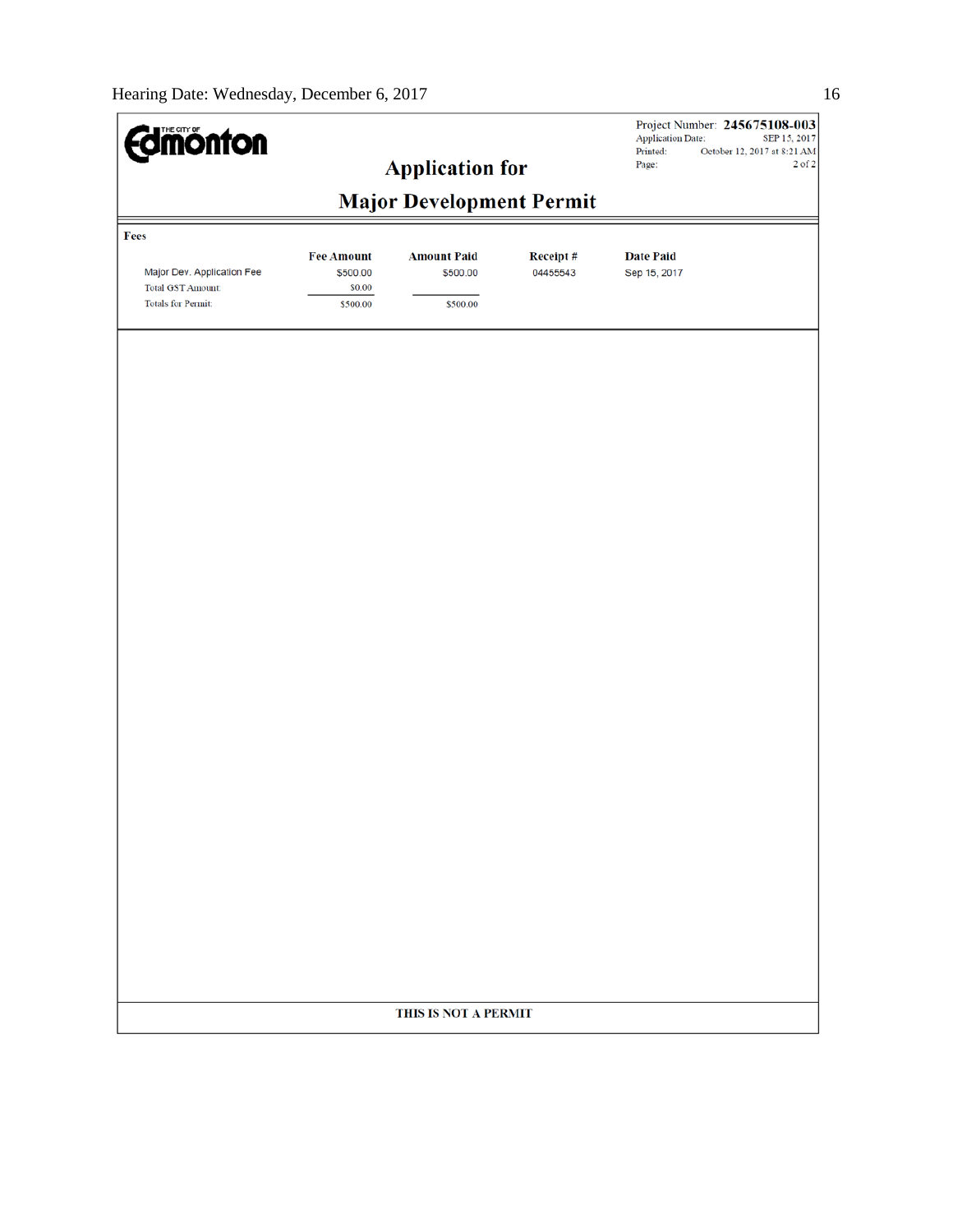**THE CITY OF Edmonton**

Project Number: **245675108-003**
Application Date: SEP 15, 2017
Printed: October 12, 2017 at 8:21 AM
Page: 2 of 2

# Application for

# Major Development Permit

**Fees**

| | Fee Amount | Amount Paid | Receipt # | Date Paid |
|---|---|---|---|---|
| Major Dev. Application Fee | $500.00 | $500.00 | 04455543 | Sep 15, 2017 |
| Total GST Amount: | $0.00 | | | |
| Totals for Permit: | $500.00 | $500.00 | | |

**THIS IS NOT A PERMIT**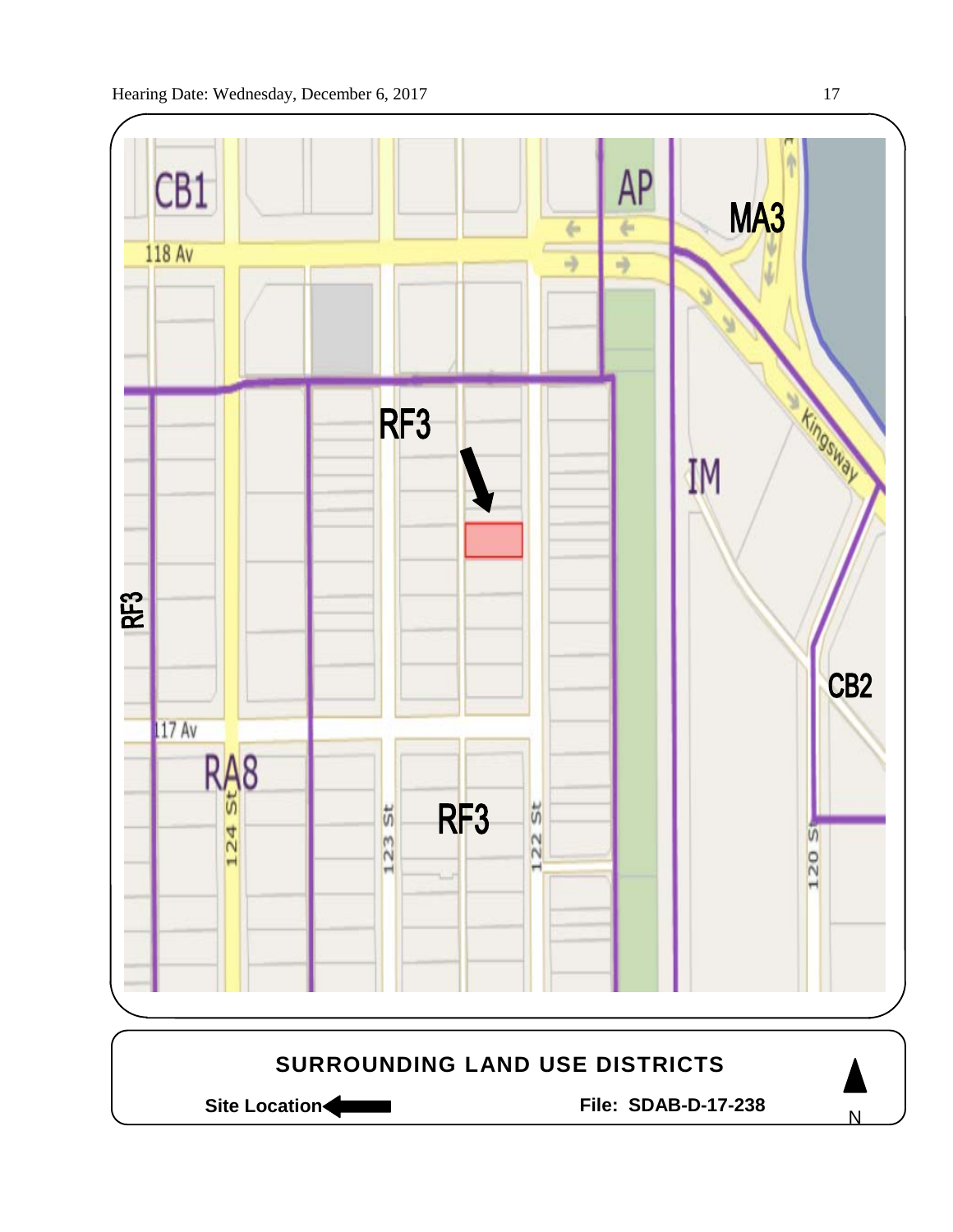CB1

AP

MA3

118 Av

RF3

IM

Kingsway

RF3

CB2

117 Av

RA8

124 St

123 St

RF3

122 St

120 St

**SURROUNDING LAND USE DISTRICTS**

**Site Location**

**File: SDAB-D-17-238**

N